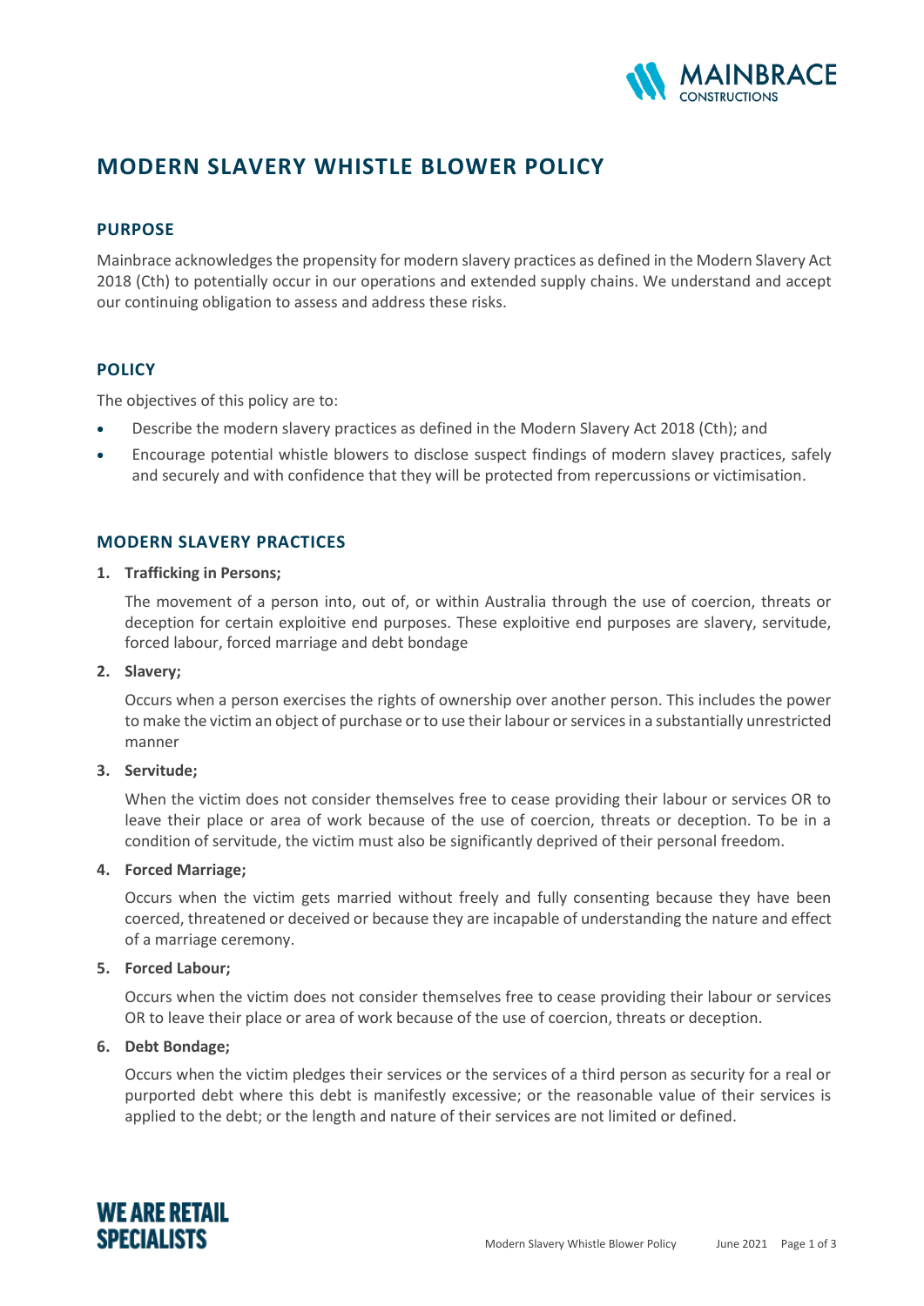# MODERN SLAVERY WHISTLE BLOWER POLICY

## PURPOSE

Mainbrace acknowledges the propensity for modern slavery practices as defined in the Modern Slavery Act 2018 (Cth) to potentially occur in our operations and extended supply chains. We understand and accept our continuing obligation to assess and address these risks.

## POLICY

The objectives of this policy are to:

- Describe the modern slavery practices as defined in the Modern Slavery Act 2018 (Cth); and
- Encourage potential whistle blowers to disclose suspect findings of modern slavey practices, safely and securely and with confidence that they will be protected from repercussions or victimisation.

## MODERN SLAVERY PRACTICES

1. **Trafficking in Persons;**

   The movement of a person into, out of, or within Australia through the use of coercion, threats or deception for certain exploitive end purposes. These exploitive end purposes are slavery, servitude, forced labour, forced marriage and debt bondage

2. **Slavery;**

   Occurs when a person exercises the rights of ownership over another person. This includes the power to make the victim an object of purchase or to use their labour or services in a substantially unrestricted manner

3. **Servitude;**

   When the victim does not consider themselves free to cease providing their labour or services OR to leave their place or area of work because of the use of coercion, threats or deception. To be in a condition of servitude, the victim must also be significantly deprived of their personal freedom.

4. **Forced Marriage;**

   Occurs when the victim gets married without freely and fully consenting because they have been coerced, threatened or deceived or because they are incapable of understanding the nature and effect of a marriage ceremony.

5. **Forced Labour;**

   Occurs when the victim does not consider themselves free to cease providing their labour or services OR to leave their place or area of work because of the use of coercion, threats or deception.

6. **Debt Bondage;**

   Occurs when the victim pledges their services or the services of a third person as security for a real or purported debt where this debt is manifestly excessive; or the reasonable value of their services is applied to the debt; or the length and nature of their services are not limited or defined.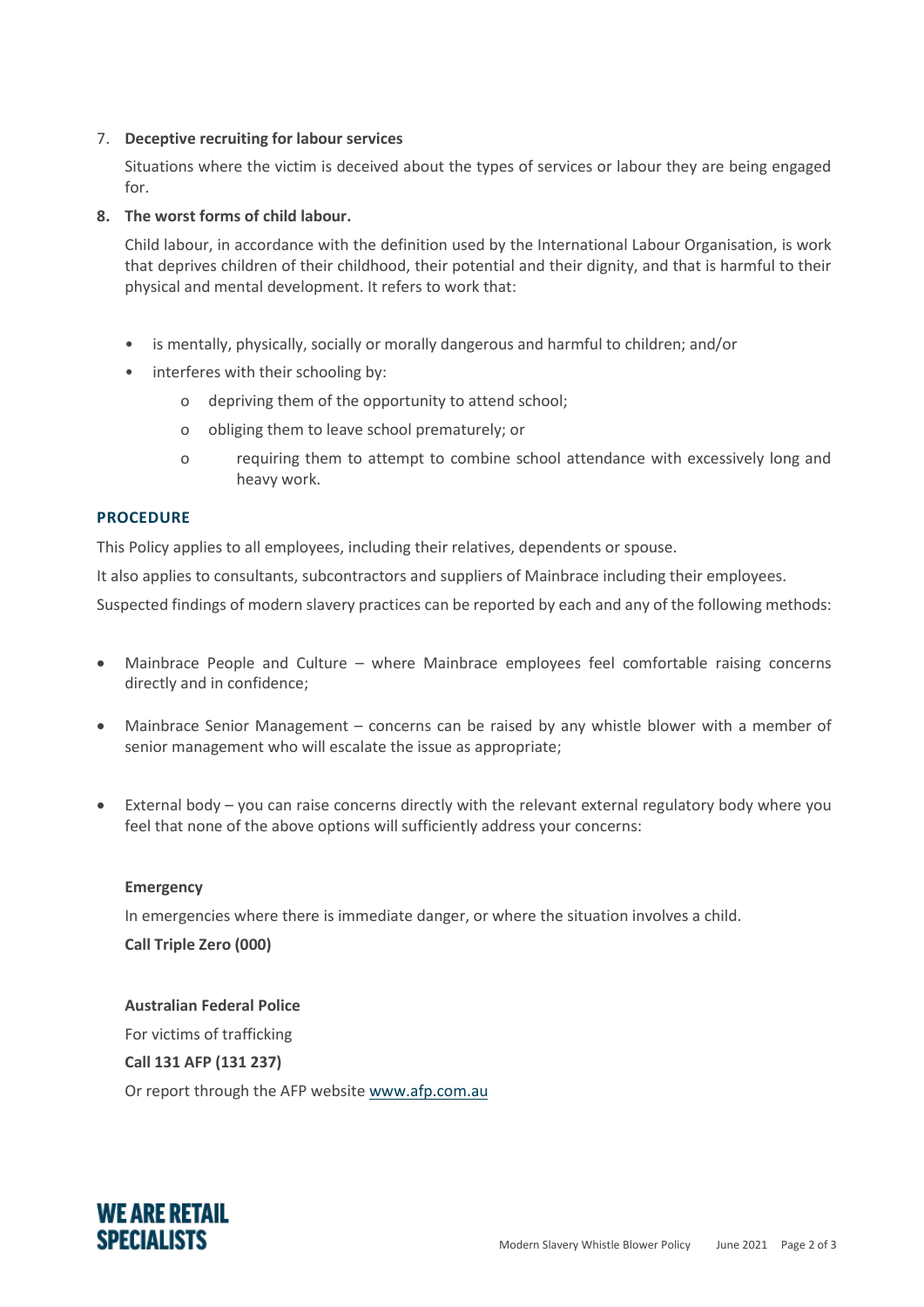7. **Deceptive recruiting for labour services**

   Situations where the victim is deceived about the types of services or labour they are being engaged for.

8. **The worst forms of child labour.**

   Child labour, in accordance with the definition used by the International Labour Organisation, is work that deprives children of their childhood, their potential and their dignity, and that is harmful to their physical and mental development. It refers to work that:

   - is mentally, physically, socially or morally dangerous and harmful to children; and/or
   - interferes with their schooling by:
     - depriving them of the opportunity to attend school;
     - obliging them to leave school prematurely; or
     - requiring them to attempt to combine school attendance with excessively long and heavy work.

## PROCEDURE

This Policy applies to all employees, including their relatives, dependents or spouse.

It also applies to consultants, subcontractors and suppliers of Mainbrace including their employees.

Suspected findings of modern slavery practices can be reported by each and any of the following methods:

- Mainbrace People and Culture – where Mainbrace employees feel comfortable raising concerns directly and in confidence;
- Mainbrace Senior Management – concerns can be raised by any whistle blower with a member of senior management who will escalate the issue as appropriate;
- External body – you can raise concerns directly with the relevant external regulatory body where you feel that none of the above options will sufficiently address your concerns:

  **Emergency**

  In emergencies where there is immediate danger, or where the situation involves a child.

  **Call Triple Zero (000)**

  **Australian Federal Police**

  For victims of trafficking

  **Call 131 AFP (131 237)**

  Or report through the AFP website www.afp.com.au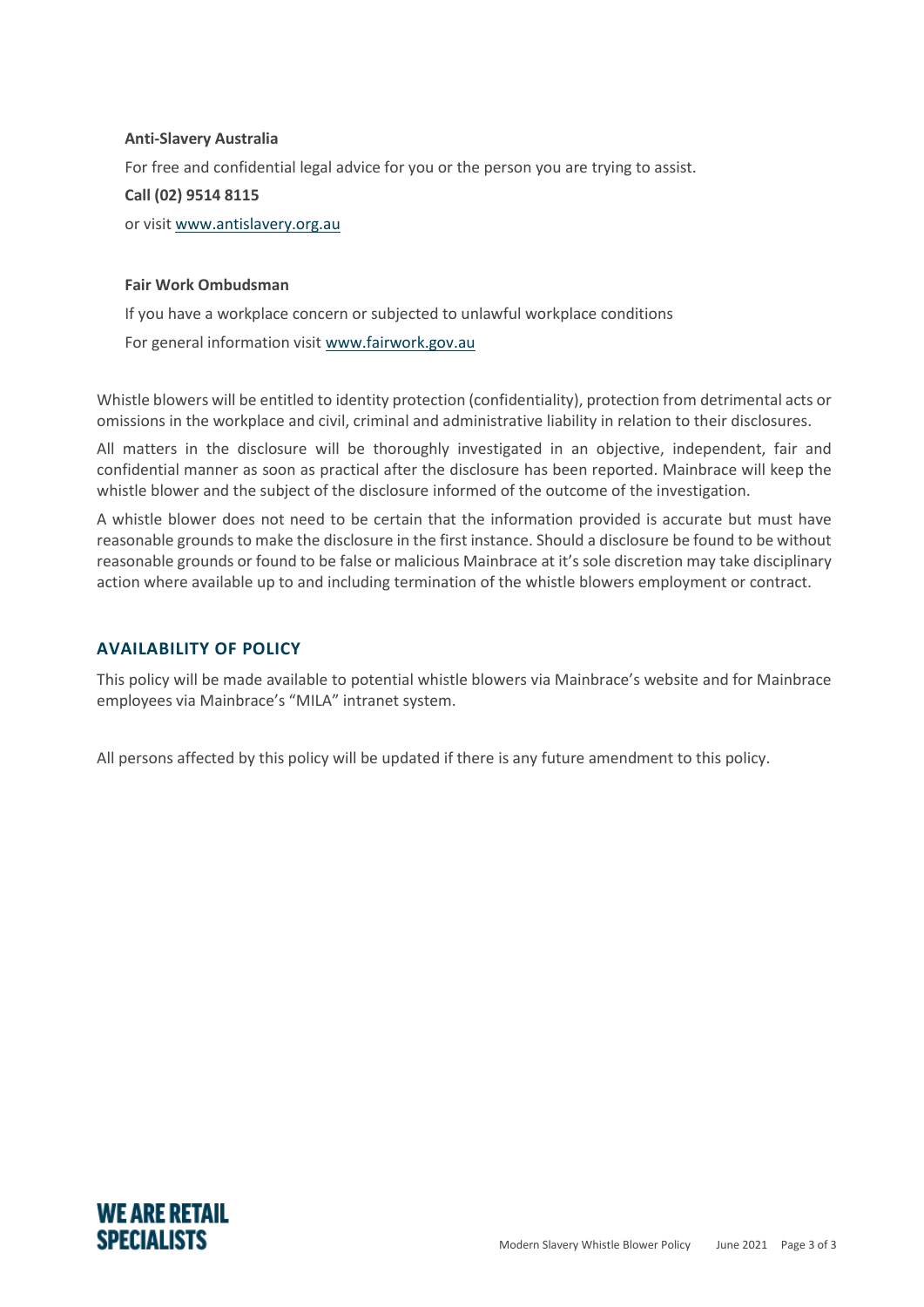**Anti-Slavery Australia**

For free and confidential legal advice for you or the person you are trying to assist.

**Call (02) 9514 8115**

or visit [www.antislavery.org.au](http://www.antislavery.org.au)

**Fair Work Ombudsman**

If you have a workplace concern or subjected to unlawful workplace conditions

For general information visit [www.fairwork.gov.au](http://www.fairwork.gov.au)

Whistle blowers will be entitled to identity protection (confidentiality), protection from detrimental acts or omissions in the workplace and civil, criminal and administrative liability in relation to their disclosures.

All matters in the disclosure will be thoroughly investigated in an objective, independent, fair and confidential manner as soon as practical after the disclosure has been reported. Mainbrace will keep the whistle blower and the subject of the disclosure informed of the outcome of the investigation.

A whistle blower does not need to be certain that the information provided is accurate but must have reasonable grounds to make the disclosure in the first instance. Should a disclosure be found to be without reasonable grounds or found to be false or malicious Mainbrace at it's sole discretion may take disciplinary action where available up to and including termination of the whistle blowers employment or contract.

## AVAILABILITY OF POLICY

This policy will be made available to potential whistle blowers via Mainbrace's website and for Mainbrace employees via Mainbrace's "MILA" intranet system.

All persons affected by this policy will be updated if there is any future amendment to this policy.